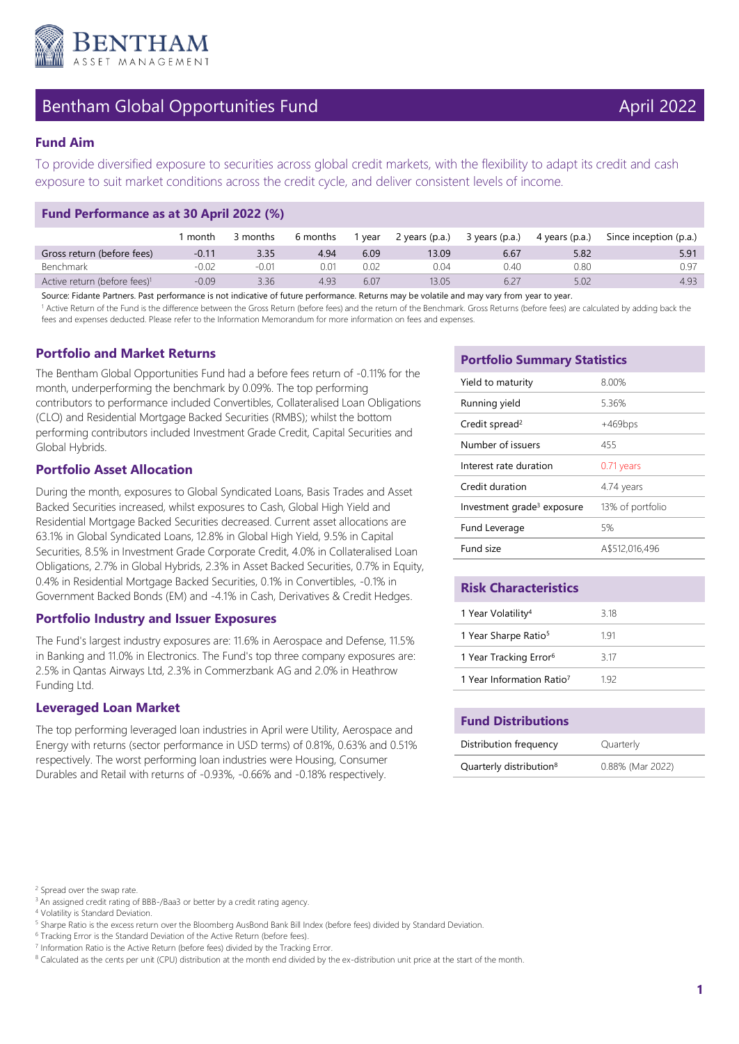# Bentham Global Opportunities Fund

April 2022

## Fund Aim

To provide diversified exposure to securities across global credit markets, with the flexibility to adapt its credit and cash exposure to suit market conditions across the credit cycle, and deliver consistent levels of income.

## Fund Performance as at 30 April 2022 (%)

| | 1 month | 3 months | 6 months | 1 year | 2 years (p.a.) | 3 years (p.a.) | 4 years (p.a.) | Since inception (p.a.) |
|---|---|---|---|---|---|---|---|---|
| Gross return (before fees) | -0.11 | 3.35 | 4.94 | 6.09 | 13.09 | 6.67 | 5.82 | 5.91 |
| Benchmark | -0.02 | -0.01 | 0.01 | 0.02 | 0.04 | 0.40 | 0.80 | 0.97 |
| Active return (before fees)[1] | -0.09 | 3.36 | 4.93 | 6.07 | 13.05 | 6.27 | 5.02 | 4.93 |

Source: Fidante Partners. Past performance is not indicative of future performance. Returns may be volatile and may vary from year to year.

[1] Active Return of the Fund is the difference between the Gross Return (before fees) and the return of the Benchmark. Gross Returns (before fees) are calculated by adding back the fees and expenses deducted. Please refer to the Information Memorandum for more information on fees and expenses.

## Portfolio and Market Returns

The Bentham Global Opportunities Fund had a before fees return of -0.11% for the month, underperforming the benchmark by 0.09%. The top performing contributors to performance included Convertibles, Collateralised Loan Obligations (CLO) and Residential Mortgage Backed Securities (RMBS); whilst the bottom performing contributors included Investment Grade Credit, Capital Securities and Global Hybrids.

## Portfolio Asset Allocation

During the month, exposures to Global Syndicated Loans, Basis Trades and Asset Backed Securities increased, whilst exposures to Cash, Global High Yield and Residential Mortgage Backed Securities decreased. Current asset allocations are 63.1% in Global Syndicated Loans, 12.8% in Global High Yield, 9.5% in Capital Securities, 8.5% in Investment Grade Corporate Credit, 4.0% in Collateralised Loan Obligations, 2.7% in Global Hybrids, 2.3% in Asset Backed Securities, 0.7% in Equity, 0.4% in Residential Mortgage Backed Securities, 0.1% in Convertibles, -0.1% in Government Backed Bonds (EM) and -4.1% in Cash, Derivatives & Credit Hedges.

## Portfolio Industry and Issuer Exposures

The Fund's largest industry exposures are: 11.6% in Aerospace and Defense, 11.5% in Banking and 11.0% in Electronics. The Fund's top three company exposures are: 2.5% in Qantas Airways Ltd, 2.3% in Commerzbank AG and 2.0% in Heathrow Funding Ltd.

## Leveraged Loan Market

The top performing leveraged loan industries in April were Utility, Aerospace and Energy with returns (sector performance in USD terms) of 0.81%, 0.63% and 0.51% respectively. The worst performing loan industries were Housing, Consumer Durables and Retail with returns of -0.93%, -0.66% and -0.18% respectively.

## Portfolio Summary Statistics

| | |
|---|---|
| Yield to maturity | 8.00% |
| Running yield | 5.36% |
| Credit spread[2] | +469bps |
| Number of issuers | 455 |
| Interest rate duration | 0.71 years |
| Credit duration | 4.74 years |
| Investment grade[3] exposure | 13% of portfolio |
| Fund Leverage | 5% |
| Fund size | A$512,016,496 |

## Risk Characteristics

| | |
|---|---|
| 1 Year Volatility[4] | 3.18 |
| 1 Year Sharpe Ratio[5] | 1.91 |
| 1 Year Tracking Error[6] | 3.17 |
| 1 Year Information Ratio[7] | 1.92 |

## Fund Distributions

| | |
|---|---|
| Distribution frequency | Quarterly |
| Quarterly distribution[8] | 0.88% (Mar 2022) |

[2] Spread over the swap rate.

[3] An assigned credit rating of BBB-/Baa3 or better by a credit rating agency.

[4] Volatility is Standard Deviation.

[5] Sharpe Ratio is the excess return over the Bloomberg AusBond Bank Bill Index (before fees) divided by Standard Deviation.

[6] Tracking Error is the Standard Deviation of the Active Return (before fees).

[7] Information Ratio is the Active Return (before fees) divided by the Tracking Error.

[8] Calculated as the cents per unit (CPU) distribution at the month end divided by the ex-distribution unit price at the start of the month.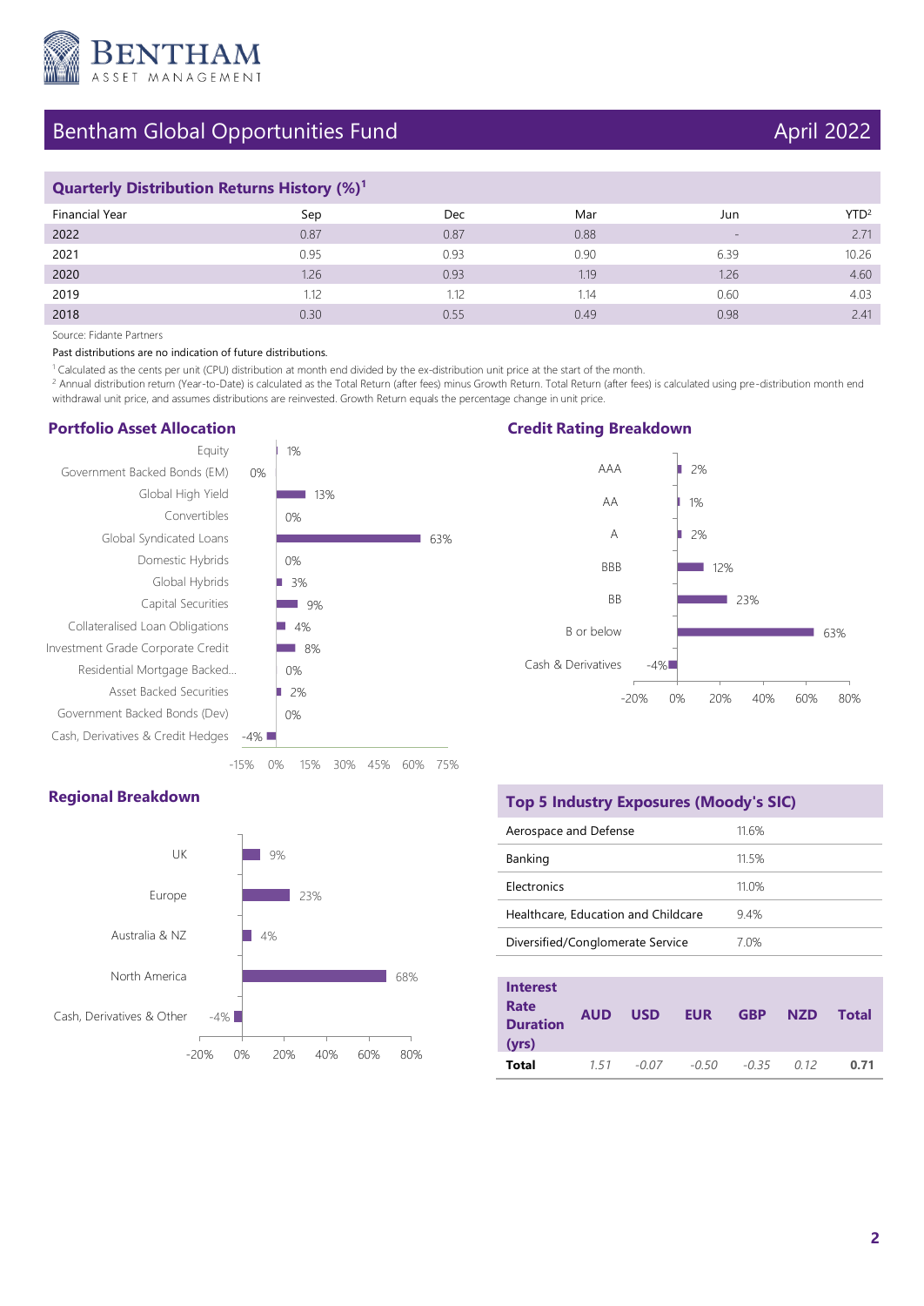# Bentham Global Opportunities Fund

April 2022

## Quarterly Distribution Returns History (%)[1]

| Financial Year | Sep | Dec | Mar | Jun | YTD[2] |
|---|---|---|---|---|---|
| 2022 | 0.87 | 0.87 | 0.88 | - | 2.71 |
| 2021 | 0.95 | 0.93 | 0.90 | 6.39 | 10.26 |
| 2020 | 1.26 | 0.93 | 1.19 | 1.26 | 4.60 |
| 2019 | 1.12 | 1.12 | 1.14 | 0.60 | 4.03 |
| 2018 | 0.30 | 0.55 | 0.49 | 0.98 | 2.41 |

Source: Fidante Partners

Past distributions are no indication of future distributions.

[1] Calculated as the cents per unit (CPU) distribution at month end divided by the ex-distribution unit price at the start of the month.

[2] Annual distribution return (Year-to-Date) is calculated as the Total Return (after fees) minus Growth Return. Total Return (after fees) is calculated using pre-distribution month end withdrawal unit price, and assumes distributions are reinvested. Growth Return equals the percentage change in unit price.

## Portfolio Asset Allocation

| Asset Class | Allocation |
|---|---|
| Equity | 1% |
| Government Backed Bonds (EM) | 0% |
| Global High Yield | 13% |
| Convertibles | 0% |
| Global Syndicated Loans | 63% |
| Domestic Hybrids | 0% |
| Global Hybrids | 3% |
| Capital Securities | 9% |
| Collateralised Loan Obligations | 4% |
| Investment Grade Corporate Credit | 8% |
| Residential Mortgage Backed... | 0% |
| Asset Backed Securities | 2% |
| Government Backed Bonds (Dev) | 0% |
| Cash, Derivatives & Credit Hedges | -4% |

## Credit Rating Breakdown

| Rating | Allocation |
|---|---|
| AAA | 2% |
| AA | 1% |
| A | 2% |
| BBB | 12% |
| BB | 23% |
| B or below | 63% |
| Cash & Derivatives | -4% |

## Regional Breakdown

| Region | Allocation |
|---|---|
| UK | 9% |
| Europe | 23% |
| Australia & NZ | 4% |
| North America | 68% |
| Cash, Derivatives & Other | -4% |

## Top 5 Industry Exposures (Moody's SIC)

| Industry | Exposure |
|---|---|
| Aerospace and Defense | 11.6% |
| Banking | 11.5% |
| Electronics | 11.0% |
| Healthcare, Education and Childcare | 9.4% |
| Diversified/Conglomerate Service | 7.0% |

| Interest Rate Duration (yrs) | AUD | USD | EUR | GBP | NZD | Total |
|---|---|---|---|---|---|---|
| **Total** | *1.51* | *-0.07* | *-0.50* | *-0.35* | *0.12* | **0.71** |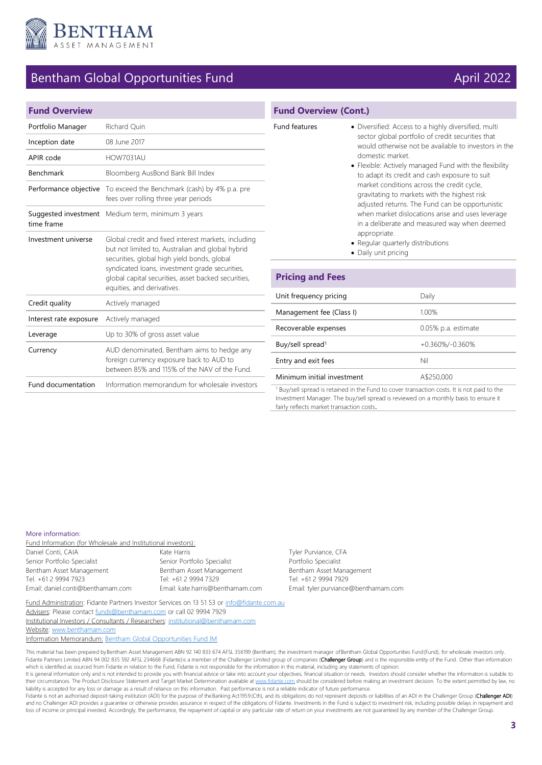# Bentham Global Opportunities Fund

April 2022

## Fund Overview

| | |
|---|---|
| Portfolio Manager | Richard Quin |
| Inception date | 08 June 2017 |
| APIR code | HOW7031AU |
| Benchmark | Bloomberg AusBond Bank Bill Index |
| Performance objective | To exceed the Benchmark (cash) by 4% p.a. pre fees over rolling three year periods |
| Suggested investment time frame | Medium term, minimum 3 years |
| Investment universe | Global credit and fixed interest markets, including but not limited to, Australian and global hybrid securities, global high yield bonds, global syndicated loans, investment grade securities, global capital securities, asset backed securities, equities, and derivatives. |
| Credit quality | Actively managed |
| Interest rate exposure | Actively managed |
| Leverage | Up to 30% of gross asset value |
| Currency | AUD denominated, Bentham aims to hedge any foreign currency exposure back to AUD to between 85% and 115% of the NAV of the Fund. |
| Fund documentation | Information memorandum for wholesale investors |

## Fund Overview (Cont.)

Fund features

- Diversified: Access to a highly diversified, multi sector global portfolio of credit securities that would otherwise not be available to investors in the domestic market.
- Flexible: Actively managed Fund with the flexibility to adapt its credit and cash exposure to suit market conditions across the credit cycle, gravitating to markets with the highest risk adjusted returns. The Fund can be opportunistic when market dislocations arise and uses leverage in a deliberate and measured way when deemed appropriate.
- Regular quarterly distributions
- Daily unit pricing

## Pricing and Fees

| | |
|---|---|
| Unit frequency pricing | Daily |
| Management fee (Class I) | 1.00% |
| Recoverable expenses | 0.05% p.a. estimate |
| Buy/sell spread[1] | +0.360%/-0.360% |
| Entry and exit fees | Nil |
| Minimum initial investment | A$250,000 |

[1] Buy/sell spread is retained in the Fund to cover transaction costs. It is not paid to the Investment Manager. The buy/sell spread is reviewed on a monthly basis to ensure it fairly reflects market transaction costs.

More information:

Fund Information (for Wholesale and Institutional investors):

Daniel Conti, CAIA
Senior Portfolio Specialist
Bentham Asset Management
Tel. +61 2 9994 7923
Email: daniel.conti@benthamam.com

Kate Harris
Senior Portfolio Specialist
Bentham Asset Management
Tel: +61 2 9994 7329
Email: kate.harris@benthamam.com

Tyler Purviance, CFA
Portfolio Specialist
Bentham Asset Management
Tel: +61 2 9994 7929
Email: tyler.purviance@benthamam.com

Fund Administration: Fidante Partners Investor Services on 13 51 53 or info@fidante.com.au
Advisers: Please contact funds@benthamam.com or call 02 9994 7929
Institutional Investors / Consultants / Researchers: institutional@benthamam.com
Website: www.benthamam.com
Information Memorandum: Bentham Global Opportunities Fund IM

This material has been prepared by Bentham Asset Management ABN 92 140 833 674 AFSL 356199 (Bentham), the investment manager of Bentham Global Opportunities Fund (Fund), for wholesale investors only. Fidante Partners Limited ABN 94 002 835 592 AFSL 234668 (Fidante) is a member of the Challenger Limited group of companies (**Challenger Group**) and is the responsible entity of the Fund. Other than information which is identified as sourced from Fidante in relation to the Fund, Fidante is not responsible for the information in this material, including any statements of opinion.
It is general information only and is not intended to provide you with financial advice or take into account your objectives, financial situation or needs. Investors should consider whether the information is suitable to their circumstances. The Product Disclosure Statement and Target Market Determination available at www.fidante.com should be considered before making an investment decision. To the extent permitted by law, no liability is accepted for any loss or damage as a result of reliance on this information. Past performance is not a reliable indicator of future performance.
Fidante is not an authorised deposit-taking institution (ADI) for the purpose of the Banking Act 1959 (Cth), and its obligations do not represent deposits or liabilities of an ADI in the Challenger Group (**Challenger ADI**) and no Challenger ADI provides a guarantee or otherwise provides assurance in respect of the obligations of Fidante. Investments in the Fund is subject to investment risk, including possible delays in repayment and loss of income or principal invested. Accordingly, the performance, the repayment of capital or any particular rate of return on your investments are not guaranteed by any member of the Challenger Group.